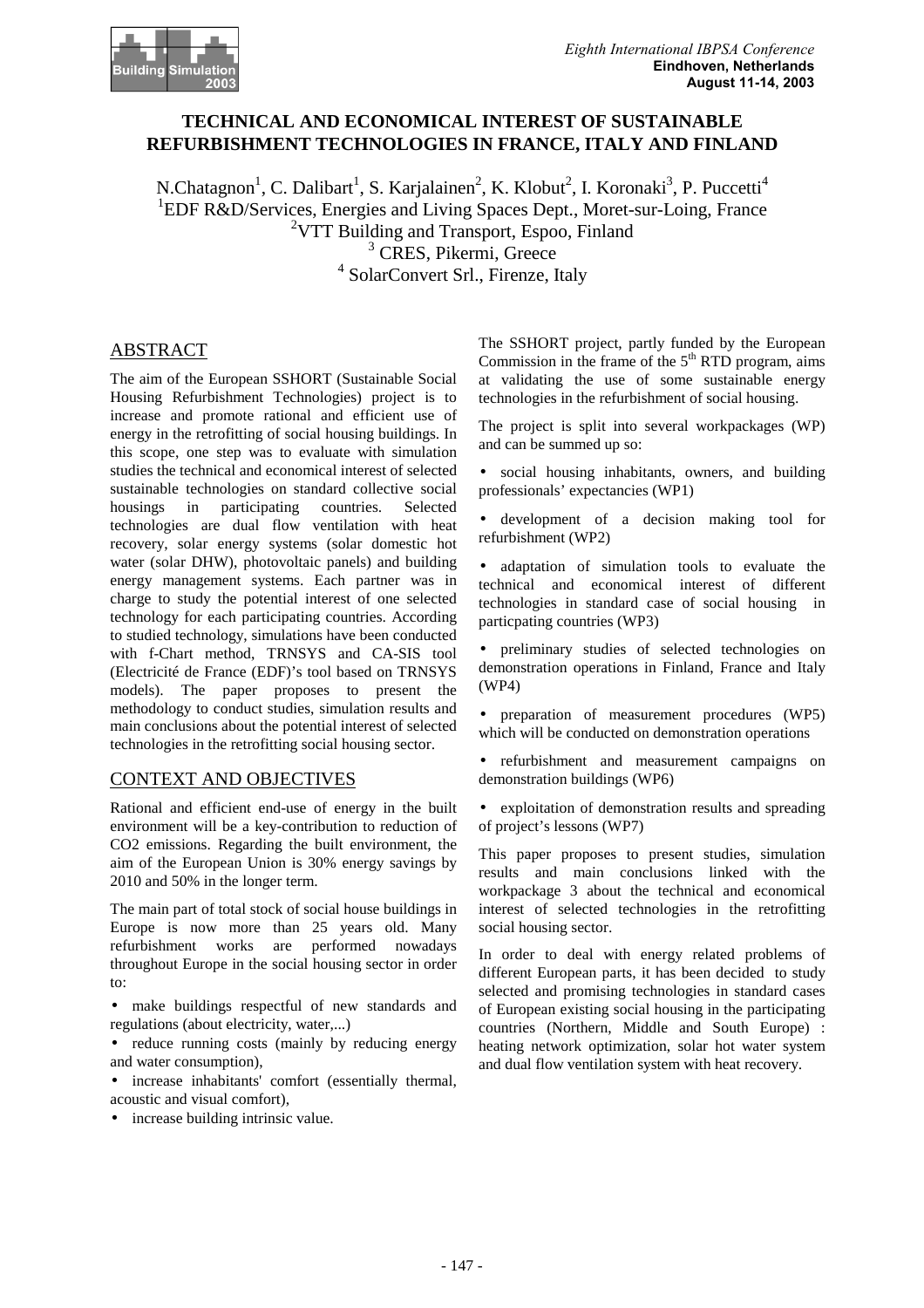# TECHNICAL AND ECONOMICAL INTEREST OF SUSTAINABLE REFURBISHMENT TECHNOLOGIES IN FRANCE, ITALY AND FINLAND

N.Chatagnon[1], C. Dalibart[1], S. Karjalainen[2], K. Klobut[2], I. Koronaki[3], P. Puccetti[4]

[1]EDF R&D/Services, Energies and Living Spaces Dept., Moret-sur-Loing, France
[2]VTT Building and Transport, Espoo, Finland
[3] CRES, Pikermi, Greece
[4] SolarConvert Srl., Firenze, Italy

## ABSTRACT

The aim of the European SSHORT (Sustainable Social Housing Refurbishment Technologies) project is to increase and promote rational and efficient use of energy in the retrofitting of social housing buildings. In this scope, one step was to evaluate with simulation studies the technical and economical interest of selected sustainable technologies on standard collective social housings in participating countries. Selected technologies are dual flow ventilation with heat recovery, solar energy systems (solar domestic hot water (solar DHW), photovoltaic panels) and building energy management systems. Each partner was in charge to study the potential interest of one selected technology for each participating countries. According to studied technology, simulations have been conducted with f-Chart method, TRNSYS and CA-SIS tool (Electricité de France (EDF)'s tool based on TRNSYS models). The paper proposes to present the methodology to conduct studies, simulation results and main conclusions about the potential interest of selected technologies in the retrofitting social housing sector.

## CONTEXT AND OBJECTIVES

Rational and efficient end-use of energy in the built environment will be a key-contribution to reduction of CO2 emissions. Regarding the built environment, the aim of the European Union is 30% energy savings by 2010 and 50% in the longer term.

The main part of total stock of social house buildings in Europe is now more than 25 years old. Many refurbishment works are performed nowadays throughout Europe in the social housing sector in order to:

- make buildings respectful of new standards and regulations (about electricity, water,...)
- reduce running costs (mainly by reducing energy and water consumption),
- increase inhabitants' comfort (essentially thermal, acoustic and visual comfort),
- increase building intrinsic value.

The SSHORT project, partly funded by the European Commission in the frame of the 5th RTD program, aims at validating the use of some sustainable energy technologies in the refurbishment of social housing.

The project is split into several workpackages (WP) and can be summed up so:

- social housing inhabitants, owners, and building professionals' expectancies (WP1)
- development of a decision making tool for refurbishment (WP2)
- adaptation of simulation tools to evaluate the technical and economical interest of different technologies in standard case of social housing in particpating countries (WP3)
- preliminary studies of selected technologies on demonstration operations in Finland, France and Italy (WP4)
- preparation of measurement procedures (WP5) which will be conducted on demonstration operations
- refurbishment and measurement campaigns on demonstration buildings (WP6)
- exploitation of demonstration results and spreading of project's lessons (WP7)

This paper proposes to present studies, simulation results and main conclusions linked with the workpackage 3 about the technical and economical interest of selected technologies in the retrofitting social housing sector.

In order to deal with energy related problems of different European parts, it has been decided to study selected and promising technologies in standard cases of European existing social housing in the participating countries (Northern, Middle and South Europe) : heating network optimization, solar hot water system and dual flow ventilation system with heat recovery.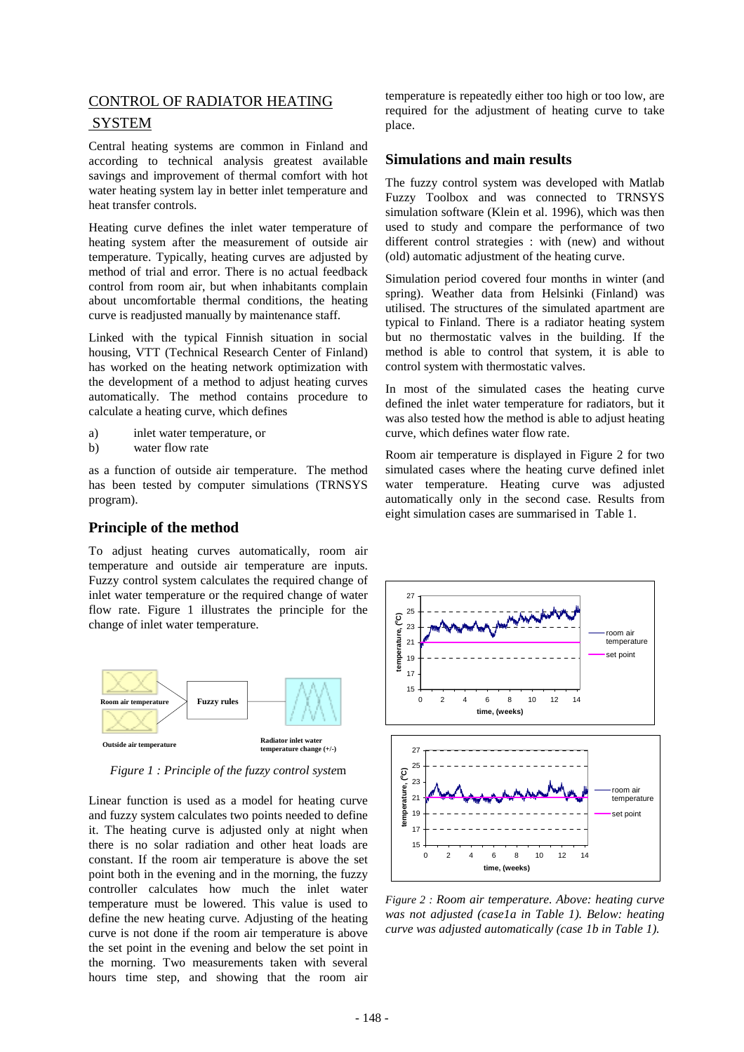## CONTROL OF RADIATOR HEATING SYSTEM

Central heating systems are common in Finland and according to technical analysis greatest available savings and improvement of thermal comfort with hot water heating system lay in better inlet temperature and heat transfer controls.

Heating curve defines the inlet water temperature of heating system after the measurement of outside air temperature. Typically, heating curves are adjusted by method of trial and error. There is no actual feedback control from room air, but when inhabitants complain about uncomfortable thermal conditions, the heating curve is readjusted manually by maintenance staff.

Linked with the typical Finnish situation in social housing, VTT (Technical Research Center of Finland) has worked on the heating network optimization with the development of a method to adjust heating curves automatically. The method contains procedure to calculate a heating curve, which defines

a) inlet water temperature, or
b) water flow rate

as a function of outside air temperature. The method has been tested by computer simulations (TRNSYS program).

## Principle of the method

To adjust heating curves automatically, room air temperature and outside air temperature are inputs. Fuzzy control system calculates the required change of inlet water temperature or the required change of water flow rate. Figure 1 illustrates the principle for the change of inlet water temperature.

*Figure 1 : Principle of the fuzzy control system*

Linear function is used as a model for heating curve and fuzzy system calculates two points needed to define it. The heating curve is adjusted only at night when there is no solar radiation and other heat loads are constant. If the room air temperature is above the set point both in the evening and in the morning, the fuzzy controller calculates how much the inlet water temperature must be lowered. This value is used to define the new heating curve. Adjusting of the heating curve is not done if the room air temperature is above the set point in the evening and below the set point in the morning. Two measurements taken with several hours time step, and showing that the room air temperature is repeatedly either too high or too low, are required for the adjustment of heating curve to take place.

## Simulations and main results

The fuzzy control system was developed with Matlab Fuzzy Toolbox and was connected to TRNSYS simulation software (Klein et al. 1996), which was then used to study and compare the performance of two different control strategies : with (new) and without (old) automatic adjustment of the heating curve.

Simulation period covered four months in winter (and spring). Weather data from Helsinki (Finland) was utilised. The structures of the simulated apartment are typical to Finland. There is a radiator heating system but no thermostatic valves in the building. If the method is able to control that system, it is able to control system with thermostatic valves.

In most of the simulated cases the heating curve defined the inlet water temperature for radiators, but it was also tested how the method is able to adjust heating curve, which defines water flow rate.

Room air temperature is displayed in Figure 2 for two simulated cases where the heating curve defined inlet water temperature. Heating curve was adjusted automatically only in the second case. Results from eight simulation cases are summarised in Table 1.

*Figure 2 : Room air temperature. Above: heating curve was not adjusted (case1a in Table 1). Below: heating curve was adjusted automatically (case 1b in Table 1).*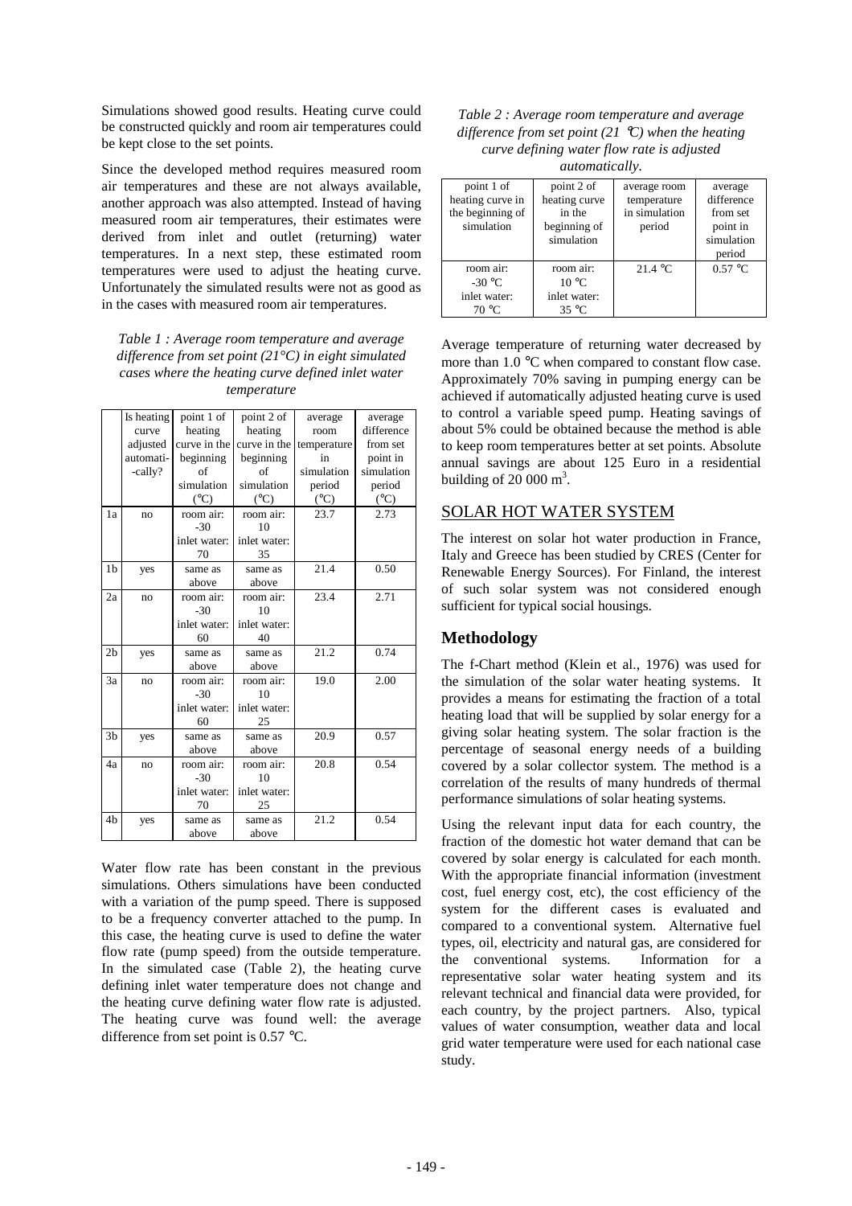Simulations showed good results. Heating curve could be constructed quickly and room air temperatures could be kept close to the set points.

Since the developed method requires measured room air temperatures and these are not always available, another approach was also attempted. Instead of having measured room air temperatures, their estimates were derived from inlet and outlet (returning) water temperatures. In a next step, these estimated room temperatures were used to adjust the heating curve. Unfortunately the simulated results were not as good as in the cases with measured room air temperatures.

*Table 1 : Average room temperature and average difference from set point (21°C) in eight simulated cases where the heating curve defined inlet water temperature*

| | Is heating curve adjusted automati--cally? | point 1 of heating curve in the beginning of simulation (°C) | point 2 of heating curve in the beginning of simulation (°C) | average room temperature in simulation period (°C) | average difference from set point in simulation period (°C) |
|---|---|---|---|---|---|
| 1a | no | room air: -30 inlet water: 70 | room air: 10 inlet water: 35 | 23.7 | 2.73 |
| 1b | yes | same as above | same as above | 21.4 | 0.50 |
| 2a | no | room air: -30 inlet water: 60 | room air: 10 inlet water: 40 | 23.4 | 2.71 |
| 2b | yes | same as above | same as above | 21.2 | 0.74 |
| 3a | no | room air: -30 inlet water: 60 | room air: 10 inlet water: 25 | 19.0 | 2.00 |
| 3b | yes | same as above | same as above | 20.9 | 0.57 |
| 4a | no | room air: -30 inlet water: 70 | room air: 10 inlet water: 25 | 20.8 | 0.54 |
| 4b | yes | same as above | same as above | 21.2 | 0.54 |

Water flow rate has been constant in the previous simulations. Others simulations have been conducted with a variation of the pump speed. There is supposed to be a frequency converter attached to the pump. In this case, the heating curve is used to define the water flow rate (pump speed) from the outside temperature. In the simulated case (Table 2), the heating curve defining inlet water temperature does not change and the heating curve defining water flow rate is adjusted. The heating curve was found well: the average difference from set point is 0.57 °C.

*Table 2 : Average room temperature and average difference from set point (21 °C) when the heating curve defining water flow rate is adjusted automatically.*

| point 1 of heating curve in the beginning of simulation | point 2 of heating curve in the beginning of simulation | average room temperature in simulation period | average difference from set point in simulation period |
|---|---|---|---|
| room air: -30 °C inlet water: 70 °C | room air: 10 °C inlet water: 35 °C | 21.4 °C | 0.57 °C |

Average temperature of returning water decreased by more than 1.0 °C when compared to constant flow case. Approximately 70% saving in pumping energy can be achieved if automatically adjusted heating curve is used to control a variable speed pump. Heating savings of about 5% could be obtained because the method is able to keep room temperatures better at set points. Absolute annual savings are about 125 Euro in a residential building of 20 000 $m^3$.

## SOLAR HOT WATER SYSTEM

The interest on solar hot water production in France, Italy and Greece has been studied by CRES (Center for Renewable Energy Sources). For Finland, the interest of such solar system was not considered enough sufficient for typical social housings.

### Methodology

The f-Chart method (Klein et al., 1976) was used for the simulation of the solar water heating systems. It provides a means for estimating the fraction of a total heating load that will be supplied by solar energy for a giving solar heating system. The solar fraction is the percentage of seasonal energy needs of a building covered by a solar collector system. The method is a correlation of the results of many hundreds of thermal performance simulations of solar heating systems.

Using the relevant input data for each country, the fraction of the domestic hot water demand that can be covered by solar energy is calculated for each month. With the appropriate financial information (investment cost, fuel energy cost, etc), the cost efficiency of the system for the different cases is evaluated and compared to a conventional system. Alternative fuel types, oil, electricity and natural gas, are considered for the conventional systems. Information for a representative solar water heating system and its relevant technical and financial data were provided, for each country, by the project partners. Also, typical values of water consumption, weather data and local grid water temperature were used for each national case study.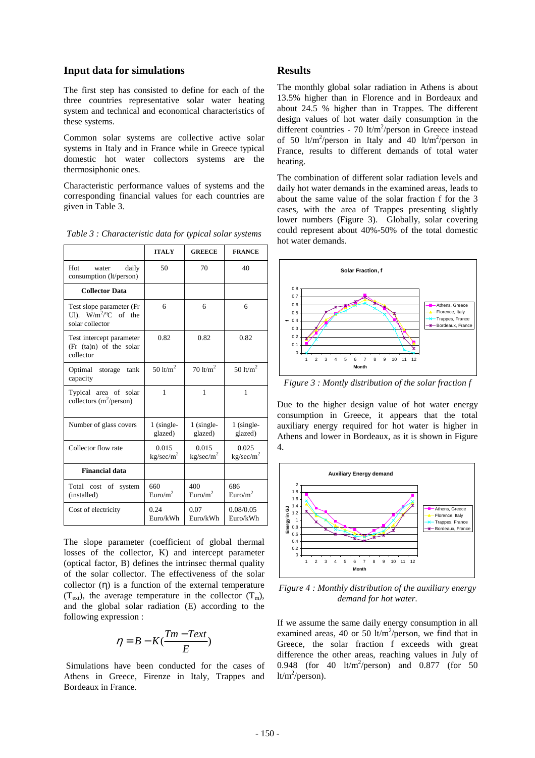## Input data for simulations

The first step has consisted to define for each of the three countries representative solar water heating system and technical and economical characteristics of these systems.

Common solar systems are collective active solar systems in Italy and in France while in Greece typical domestic hot water collectors systems are the thermosiphonic ones.

Characteristic performance values of systems and the corresponding financial values for each countries are given in Table 3.

*Table 3 : Characteristic data for typical solar systems*

| | ITALY | GREECE | FRANCE |
|---|---|---|---|
| Hot water daily consumption (lt/person) | 50 | 70 | 40 |
| **Collector Data** | | | |
| Test slope parameter (Fr Ul). $W/m^2/^oC$ of the solar collector | 6 | 6 | 6 |
| Test intercept parameter (Fr (ta)n) of the solar collector | 0.82 | 0.82 | 0.82 |
| Optimal storage tank capacity | 50 $lt/m^2$ | 70 $lt/m^2$ | 50 $lt/m^2$ |
| Typical area of solar collectors ($m^2$/person) | 1 | 1 | 1 |
| Number of glass covers | 1 (single-glazed) | 1 (single-glazed) | 1 (single-glazed) |
| Collector flow rate | 0.015 $kg/sec/m^2$ | 0.015 $kg/sec/m^2$ | 0.025 $kg/sec/m^2$ |
| **Financial data** | | | |
| Total cost of system (installed) | 660 $Euro/m^2$ | 400 $Euro/m^2$ | 686 $Euro/m^2$ |
| Cost of electricity | 0.24 Euro/kWh | 0.07 Euro/kWh | 0.08/0.05 Euro/kWh |

The slope parameter (coefficient of global thermal losses of the collector, K) and intercept parameter (optical factor, B) defines the intrinsec thermal quality of the solar collector. The effectiveness of the solar collector (η) is a function of the external temperature ($T_{ext}$), the average temperature in the collector ($T_m$), and the global solar radiation (E) according to the following expression :

$$\eta = B - K\left(\frac{Tm - Text}{E}\right)$$

Simulations have been conducted for the cases of Athens in Greece, Firenze in Italy, Trappes and Bordeaux in France.

## Results

The monthly global solar radiation in Athens is about 13.5% higher than in Florence and in Bordeaux and about 24.5 % higher than in Trappes. The different design values of hot water daily consumption in the different countries - 70 $lt/m^2$/person in Greece instead of 50 $lt/m^2$/person in Italy and 40 $lt/m^2$/person in France, results to different demands of total water heating.

The combination of different solar radiation levels and daily hot water demands in the examined areas, leads to about the same value of the solar fraction f for the 3 cases, with the area of Trappes presenting slightly lower numbers (Figure 3). Globally, solar covering could represent about 40%-50% of the total domestic hot water demands.

*Figure 3 : Montly distribution of the solar fraction f*

Due to the higher design value of hot water energy consumption in Greece, it appears that the total auxiliary energy required for hot water is higher in Athens and lower in Bordeaux, as it is shown in Figure 4.

*Figure 4 : Monthly distribution of the auxiliary energy demand for hot water.*

If we assume the same daily energy consumption in all examined areas, 40 or 50 $lt/m^2$/person, we find that in Greece, the solar fraction f exceeds with great difference the other areas, reaching values in July of 0.948 (for 40 $lt/m^2$/person) and 0.877 (for 50 $lt/m^2$/person).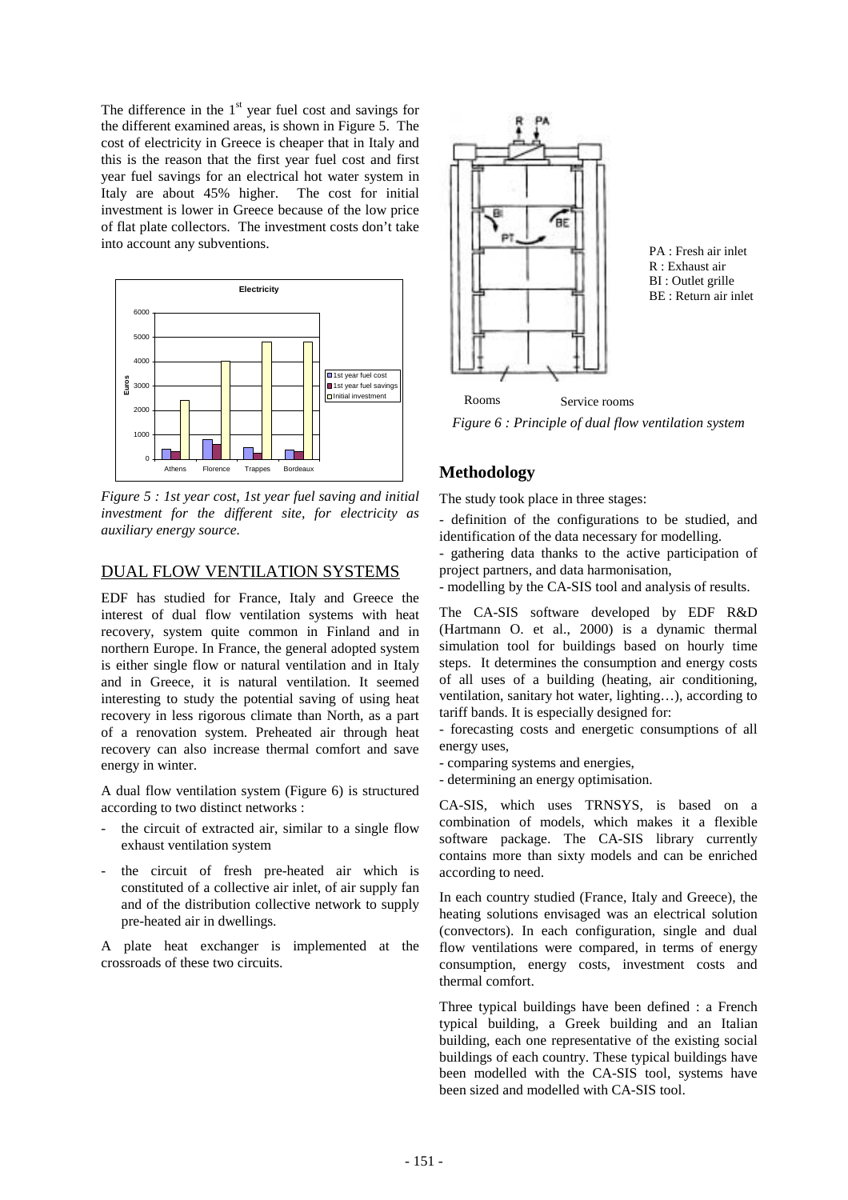The difference in the 1st year fuel cost and savings for the different examined areas, is shown in Figure 5. The cost of electricity in Greece is cheaper that in Italy and this is the reason that the first year fuel cost and first year fuel savings for an electrical hot water system in Italy are about 45% higher. The cost for initial investment is lower in Greece because of the low price of flat plate collectors. The investment costs don't take into account any subventions.

*Figure 5 : 1st year cost, 1st year fuel saving and initial investment for the different site, for electricity as auxiliary energy source.*

## DUAL FLOW VENTILATION SYSTEMS

EDF has studied for France, Italy and Greece the interest of dual flow ventilation systems with heat recovery, system quite common in Finland and in northern Europe. In France, the general adopted system is either single flow or natural ventilation and in Italy and in Greece, it is natural ventilation. It seemed interesting to study the potential saving of using heat recovery in less rigorous climate than North, as a part of a renovation system. Preheated air through heat recovery can also increase thermal comfort and save energy in winter.

A dual flow ventilation system (Figure 6) is structured according to two distinct networks :

- the circuit of extracted air, similar to a single flow exhaust ventilation system
- the circuit of fresh pre-heated air which is constituted of a collective air inlet, of air supply fan and of the distribution collective network to supply pre-heated air in dwellings.

A plate heat exchanger is implemented at the crossroads of these two circuits.

PA : Fresh air inlet
R : Exhaust air
BI : Outlet grille
BE : Return air inlet

*Figure 6 : Principle of dual flow ventilation system*

## Methodology

The study took place in three stages:

- definition of the configurations to be studied, and identification of the data necessary for modelling.
- gathering data thanks to the active participation of project partners, and data harmonisation,
- modelling by the CA-SIS tool and analysis of results.

The CA-SIS software developed by EDF R&D (Hartmann O. et al., 2000) is a dynamic thermal simulation tool for buildings based on hourly time steps. It determines the consumption and energy costs of all uses of a building (heating, air conditioning, ventilation, sanitary hot water, lighting…), according to tariff bands. It is especially designed for:

- forecasting costs and energetic consumptions of all energy uses,
- comparing systems and energies,
- determining an energy optimisation.

CA-SIS, which uses TRNSYS, is based on a combination of models, which makes it a flexible software package. The CA-SIS library currently contains more than sixty models and can be enriched according to need.

In each country studied (France, Italy and Greece), the heating solutions envisaged was an electrical solution (convectors). In each configuration, single and dual flow ventilations were compared, in terms of energy consumption, energy costs, investment costs and thermal comfort.

Three typical buildings have been defined : a French typical building, a Greek building and an Italian building, each one representative of the existing social buildings of each country. These typical buildings have been modelled with the CA-SIS tool, systems have been sized and modelled with CA-SIS tool.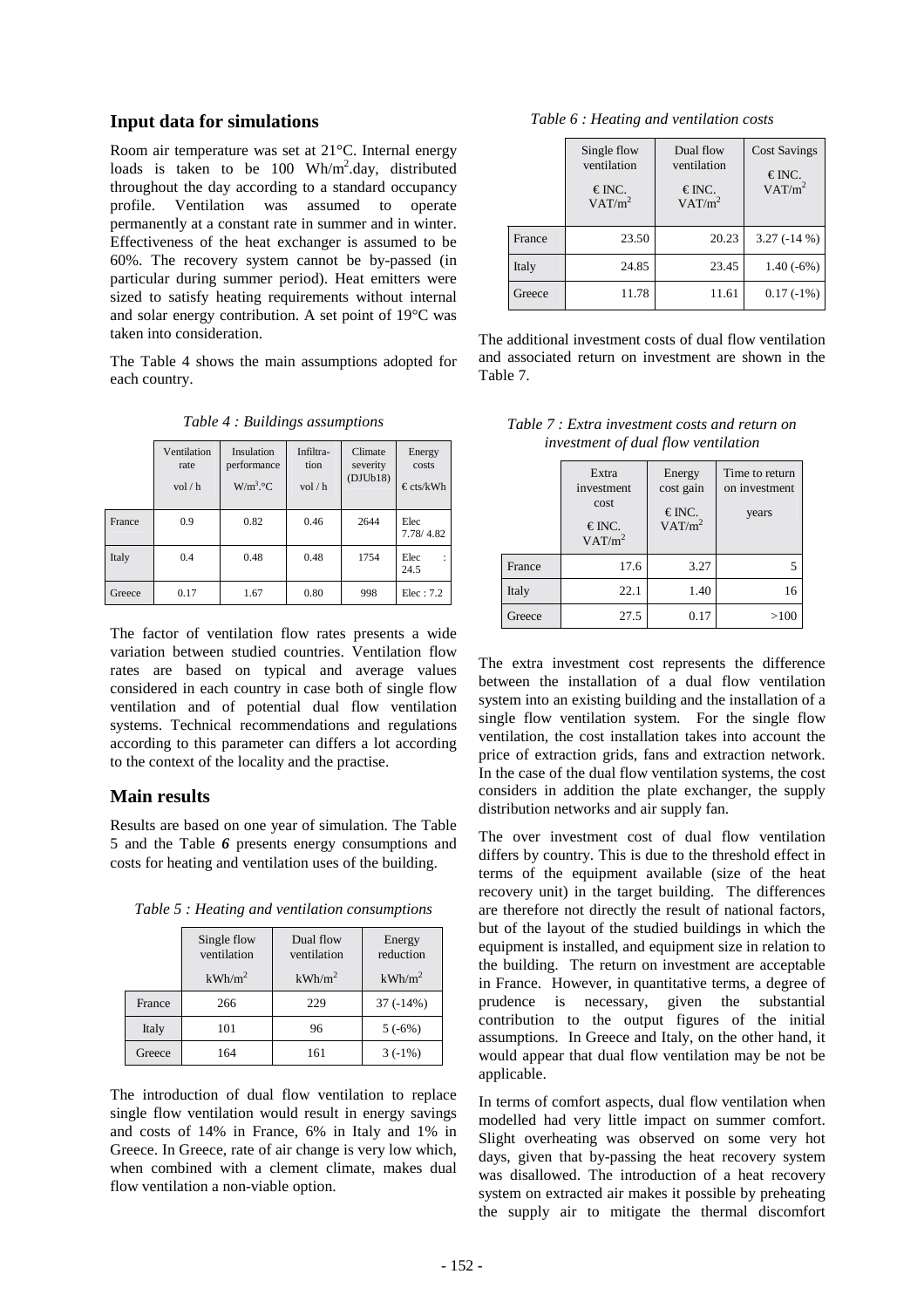## Input data for simulations

Room air temperature was set at 21°C. Internal energy loads is taken to be 100 Wh/m$^2$.day, distributed throughout the day according to a standard occupancy profile. Ventilation was assumed to operate permanently at a constant rate in summer and in winter. Effectiveness of the heat exchanger is assumed to be 60%. The recovery system cannot be by-passed (in particular during summer period). Heat emitters were sized to satisfy heating requirements without internal and solar energy contribution. A set point of 19°C was taken into consideration.

The Table 4 shows the main assumptions adopted for each country.

*Table 4 : Buildings assumptions*

| | Ventilation rate vol / h | Insulation performance W/m$^3$.°C | Infiltra-tion vol / h | Climate severity (DJUb18) | Energy costs € cts/kWh |
|---|---|---|---|---|---|
| France | 0.9 | 0.82 | 0.46 | 2644 | Elec 7.78/ 4.82 |
| Italy | 0.4 | 0.48 | 0.48 | 1754 | Elec : 24.5 |
| Greece | 0.17 | 1.67 | 0.80 | 998 | Elec : 7.2 |

The factor of ventilation flow rates presents a wide variation between studied countries. Ventilation flow rates are based on typical and average values considered in each country in case both of single flow ventilation and of potential dual flow ventilation systems. Technical recommendations and regulations according to this parameter can differs a lot according to the context of the locality and the practise.

## Main results

Results are based on one year of simulation. The Table 5 and the Table ***6*** presents energy consumptions and costs for heating and ventilation uses of the building.

*Table 5 : Heating and ventilation consumptions*

| | Single flow ventilation kWh/m$^2$ | Dual flow ventilation kWh/m$^2$ | Energy reduction kWh/m$^2$ |
|---|---|---|---|
| France | 266 | 229 | 37 (-14%) |
| Italy | 101 | 96 | 5 (-6%) |
| Greece | 164 | 161 | 3 (-1%) |

The introduction of dual flow ventilation to replace single flow ventilation would result in energy savings and costs of 14% in France, 6% in Italy and 1% in Greece. In Greece, rate of air change is very low which, when combined with a clement climate, makes dual flow ventilation a non-viable option.

*Table 6 : Heating and ventilation costs*

| | Single flow ventilation € INC. VAT/m$^2$ | Dual flow ventilation € INC. VAT/m$^2$ | Cost Savings € INC. VAT/m$^2$ |
|---|---|---|---|
| France | 23.50 | 20.23 | 3.27 (-14 %) |
| Italy | 24.85 | 23.45 | 1.40 (-6%) |
| Greece | 11.78 | 11.61 | 0.17 (-1%) |

The additional investment costs of dual flow ventilation and associated return on investment are shown in the Table 7.

*Table 7 : Extra investment costs and return on investment of dual flow ventilation*

| | Extra investment cost € INC. VAT/m$^2$ | Energy cost gain € INC. VAT/m$^2$ | Time to return on investment years |
|---|---|---|---|
| France | 17.6 | 3.27 | 5 |
| Italy | 22.1 | 1.40 | 16 |
| Greece | 27.5 | 0.17 | >100 |

The extra investment cost represents the difference between the installation of a dual flow ventilation system into an existing building and the installation of a single flow ventilation system. For the single flow ventilation, the cost installation takes into account the price of extraction grids, fans and extraction network. In the case of the dual flow ventilation systems, the cost considers in addition the plate exchanger, the supply distribution networks and air supply fan.

The over investment cost of dual flow ventilation differs by country. This is due to the threshold effect in terms of the equipment available (size of the heat recovery unit) in the target building. The differences are therefore not directly the result of national factors, but of the layout of the studied buildings in which the equipment is installed, and equipment size in relation to the building. The return on investment are acceptable in France. However, in quantitative terms, a degree of prudence is necessary, given the substantial contribution to the output figures of the initial assumptions. In Greece and Italy, on the other hand, it would appear that dual flow ventilation may be not be applicable.

In terms of comfort aspects, dual flow ventilation when modelled had very little impact on summer comfort. Slight overheating was observed on some very hot days, given that by-passing the heat recovery system was disallowed. The introduction of a heat recovery system on extracted air makes it possible by preheating the supply air to mitigate the thermal discomfort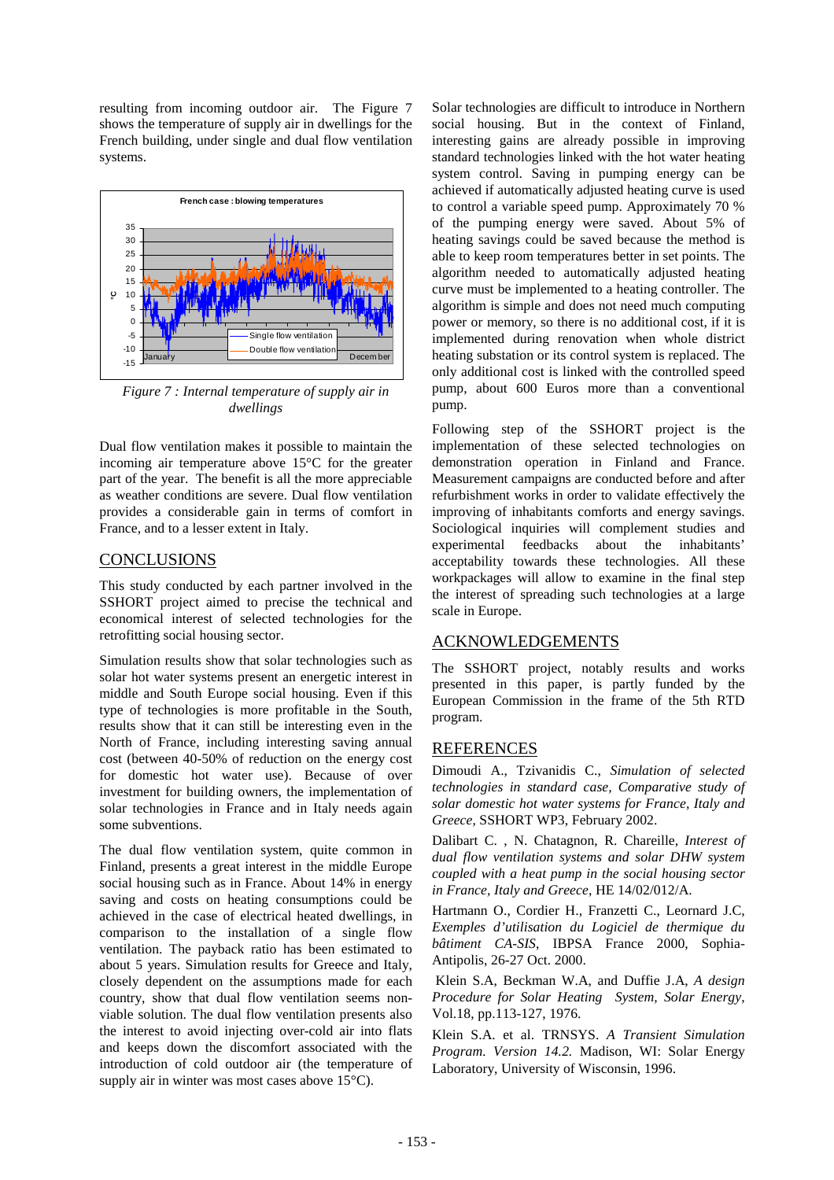resulting from incoming outdoor air. The Figure 7 shows the temperature of supply air in dwellings for the French building, under single and dual flow ventilation systems.

French case : blowing temperatures

°C

35
30
25
20
15
10
5
0
-5
-10
-15

January

December

Single flow ventilation
Double flow ventilation

*Figure 7 : Internal temperature of supply air in dwellings*

Dual flow ventilation makes it possible to maintain the incoming air temperature above 15°C for the greater part of the year. The benefit is all the more appreciable as weather conditions are severe. Dual flow ventilation provides a considerable gain in terms of comfort in France, and to a lesser extent in Italy.

## CONCLUSIONS

This study conducted by each partner involved in the SSHORT project aimed to precise the technical and economical interest of selected technologies for the retrofitting social housing sector.

Simulation results show that solar technologies such as solar hot water systems present an energetic interest in middle and South Europe social housing. Even if this type of technologies is more profitable in the South, results show that it can still be interesting even in the North of France, including interesting saving annual cost (between 40-50% of reduction on the energy cost for domestic hot water use). Because of over investment for building owners, the implementation of solar technologies in France and in Italy needs again some subventions.

The dual flow ventilation system, quite common in Finland, presents a great interest in the middle Europe social housing such as in France. About 14% in energy saving and costs on heating consumptions could be achieved in the case of electrical heated dwellings, in comparison to the installation of a single flow ventilation. The payback ratio has been estimated to about 5 years. Simulation results for Greece and Italy, closely dependent on the assumptions made for each country, show that dual flow ventilation seems non-viable solution. The dual flow ventilation presents also the interest to avoid injecting over-cold air into flats and keeps down the discomfort associated with the introduction of cold outdoor air (the temperature of supply air in winter was most cases above 15°C).

Solar technologies are difficult to introduce in Northern social housing. But in the context of Finland, interesting gains are already possible in improving standard technologies linked with the hot water heating system control. Saving in pumping energy can be achieved if automatically adjusted heating curve is used to control a variable speed pump. Approximately 70 % of the pumping energy were saved. About 5% of heating savings could be saved because the method is able to keep room temperatures better in set points. The algorithm needed to automatically adjusted heating curve must be implemented to a heating controller. The algorithm is simple and does not need much computing power or memory, so there is no additional cost, if it is implemented during renovation when whole district heating substation or its control system is replaced. The only additional cost is linked with the controlled speed pump, about 600 Euros more than a conventional pump.

Following step of the SSHORT project is the implementation of these selected technologies on demonstration operation in Finland and France. Measurement campaigns are conducted before and after refurbishment works in order to validate effectively the improving of inhabitants comforts and energy savings. Sociological inquiries will complement studies and experimental feedbacks about the inhabitants' acceptability towards these technologies. All these workpackages will allow to examine in the final step the interest of spreading such technologies at a large scale in Europe.

## ACKNOWLEDGEMENTS

The SSHORT project, notably results and works presented in this paper, is partly funded by the European Commission in the frame of the 5th RTD program.

## REFERENCES

Dimoudi A., Tzivanidis C., *Simulation of selected technologies in standard case, Comparative study of solar domestic hot water systems for France, Italy and Greece,* SSHORT WP3, February 2002.

Dalibart C. , N. Chatagnon, R. Chareille, *Interest of dual flow ventilation systems and solar DHW system coupled with a heat pump in the social housing sector in France, Italy and Greece*, HE 14/02/012/A.

Hartmann O., Cordier H., Franzetti C., Leornard J.C, *Exemples d'utilisation du Logiciel de thermique du bâtiment CA-SIS*, IBPSA France 2000, Sophia-Antipolis, 26-27 Oct. 2000.

Klein S.A, Beckman W.A, and Duffie J.A, *A design Procedure for Solar Heating System, Solar Energy*, Vol.18, pp.113-127, 1976.

Klein S.A. et al. TRNSYS. *A Transient Simulation Program. Version 14.2.* Madison, WI: Solar Energy Laboratory, University of Wisconsin, 1996.